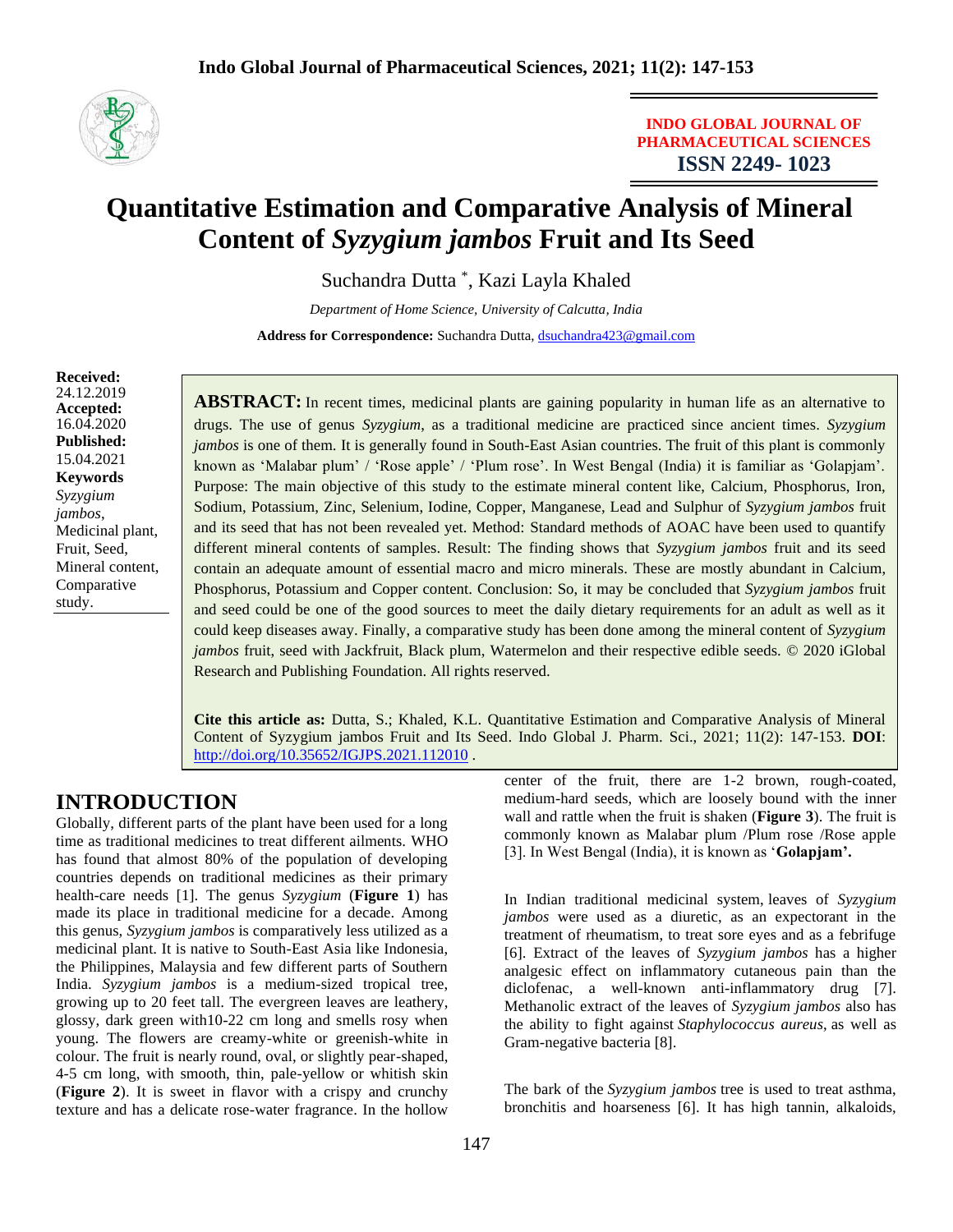INDO GLOBAL JOURNAL OF PHARMACEUTICAL SCIENCES
ISSN 2249- 1023

# Quantitative Estimation and Comparative Analysis of Mineral Content of *Syzygium jambos* Fruit and Its Seed

Suchandra Dutta *, Kazi Layla Khaled

*Department of Home Science, University of Calcutta, India*

**Address for Correspondence:** Suchandra Dutta, dsuchandra423@gmail.com

**Received:** 24.12.2019
**Accepted:** 16.04.2020
**Published:** 15.04.2021

**Keywords**
*Syzygium jambos*, Medicinal plant, Fruit, Seed, Mineral content, Comparative study.

**ABSTRACT:** In recent times, medicinal plants are gaining popularity in human life as an alternative to drugs. The use of genus *Syzygium*, as a traditional medicine are practiced since ancient times. *Syzygium jambos* is one of them. It is generally found in South-East Asian countries. The fruit of this plant is commonly known as 'Malabar plum' / 'Rose apple' / 'Plum rose'. In West Bengal (India) it is familiar as 'Golapjam'. Purpose: The main objective of this study to the estimate mineral content like, Calcium, Phosphorus, Iron, Sodium, Potassium, Zinc, Selenium, Iodine, Copper, Manganese, Lead and Sulphur of *Syzygium jambos* fruit and its seed that has not been revealed yet. Method: Standard methods of AOAC have been used to quantify different mineral contents of samples. Result: The finding shows that *Syzygium jambos* fruit and its seed contain an adequate amount of essential macro and micro minerals. These are mostly abundant in Calcium, Phosphorus, Potassium and Copper content. Conclusion: So, it may be concluded that *Syzygium jambos* fruit and seed could be one of the good sources to meet the daily dietary requirements for an adult as well as it could keep diseases away. Finally, a comparative study has been done among the mineral content of *Syzygium jambos* fruit, seed with Jackfruit, Black plum, Watermelon and their respective edible seeds. © 2020 iGlobal Research and Publishing Foundation. All rights reserved.

**Cite this article as:** Dutta, S.; Khaled, K.L. Quantitative Estimation and Comparative Analysis of Mineral Content of Syzygium jambos Fruit and Its Seed. Indo Global J. Pharm. Sci., 2021; 11(2): 147-153. **DOI**: http://doi.org/10.35652/IGJPS.2021.112010 .

## INTRODUCTION

Globally, different parts of the plant have been used for a long time as traditional medicines to treat different ailments. WHO has found that almost 80% of the population of developing countries depends on traditional medicines as their primary health-care needs [1]. The genus *Syzygium* (**Figure 1**) has made its place in traditional medicine for a decade. Among this genus, *Syzygium jambos* is comparatively less utilized as a medicinal plant. It is native to South-East Asia like Indonesia, the Philippines, Malaysia and few different parts of Southern India. *Syzygium jambos* is a medium-sized tropical tree, growing up to 20 feet tall. The evergreen leaves are leathery, glossy, dark green with10-22 cm long and smells rosy when young. The flowers are creamy-white or greenish-white in colour. The fruit is nearly round, oval, or slightly pear-shaped, 4-5 cm long, with smooth, thin, pale-yellow or whitish skin (**Figure 2**). It is sweet in flavor with a crispy and crunchy texture and has a delicate rose-water fragrance. In the hollow center of the fruit, there are 1-2 brown, rough-coated, medium-hard seeds, which are loosely bound with the inner wall and rattle when the fruit is shaken (**Figure 3**). The fruit is commonly known as Malabar plum /Plum rose /Rose apple [3]. In West Bengal (India), it is known as '**Golapjam'.**

In Indian traditional medicinal system, leaves of *Syzygium jambos* were used as a diuretic, as an expectorant in the treatment of rheumatism, to treat sore eyes and as a febrifuge [6]. Extract of the leaves of *Syzygium jambos* has a higher analgesic effect on inflammatory cutaneous pain than the diclofenac, a well-known anti-inflammatory drug [7]. Methanolic extract of the leaves of *Syzygium jambos* also has the ability to fight against *Staphylococcus aureus*, as well as Gram-negative bacteria [8].

The bark of the *Syzygium jambos* tree is used to treat asthma, bronchitis and hoarseness [6]. It has high tannin, alkaloids,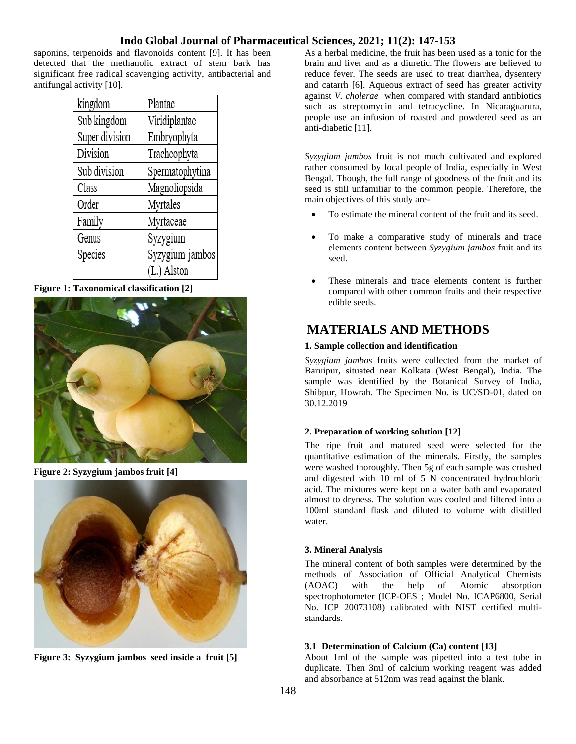saponins, terpenoids and flavonoids content [9]. It has been detected that the methanolic extract of stem bark has significant free radical scavenging activity, antibacterial and antifungal activity [10].

| kingdom | Plantae |
|---|---|
| Sub kingdom | Viridiplantae |
| Super division | Embryophyta |
| Division | Tracheophyta |
| Sub division | Spermatophytina |
| Class | Magnoliopsida |
| Order | Myrtales |
| Family | Myrtaceae |
| Genus | Syzygium |
| Species | Syzygium jambos (L.) Alston |

**Figure 1: Taxonomical classification [2]**

**Figure 2: Syzygium jambos fruit [4]**

**Figure 3: Syzygium jambos seed inside a fruit [5]**

As a herbal medicine, the fruit has been used as a tonic for the brain and liver and as a diuretic. The flowers are believed to reduce fever. The seeds are used to treat diarrhea, dysentery and catarrh [6]. Aqueous extract of seed has greater activity against *V. cholerae* when compared with standard antibiotics such as streptomycin and tetracycline. In Nicaraguarura, people use an infusion of roasted and powdered seed as an anti-diabetic [11].

*Syzygium jambos* fruit is not much cultivated and explored rather consumed by local people of India, especially in West Bengal. Though, the full range of goodness of the fruit and its seed is still unfamiliar to the common people. Therefore, the main objectives of this study are-

- To estimate the mineral content of the fruit and its seed.
- To make a comparative study of minerals and trace elements content between *Syzygium jambos* fruit and its seed.
- These minerals and trace elements content is further compared with other common fruits and their respective edible seeds.

# MATERIALS AND METHODS

### 1. Sample collection and identification

*Syzygium jambos* fruits were collected from the market of Baruipur, situated near Kolkata (West Bengal), India. The sample was identified by the Botanical Survey of India, Shibpur, Howrah. The Specimen No. is UC/SD-01, dated on 30.12.2019

### 2. Preparation of working solution [12]

The ripe fruit and matured seed were selected for the quantitative estimation of the minerals. Firstly, the samples were washed thoroughly. Then 5g of each sample was crushed and digested with 10 ml of 5 N concentrated hydrochloric acid. The mixtures were kept on a water bath and evaporated almost to dryness. The solution was cooled and filtered into a 100ml standard flask and diluted to volume with distilled water.

### 3. Mineral Analysis

The mineral content of both samples were determined by the methods of Association of Official Analytical Chemists (AOAC) with the help of Atomic absorption spectrophotometer (ICP-OES ; Model No. ICAP6800, Serial No. ICP 20073108) calibrated with NIST certified multi-standards.

### 3.1 Determination of Calcium (Ca) content [13]

About 1ml of the sample was pipetted into a test tube in duplicate. Then 3ml of calcium working reagent was added and absorbance at 512nm was read against the blank.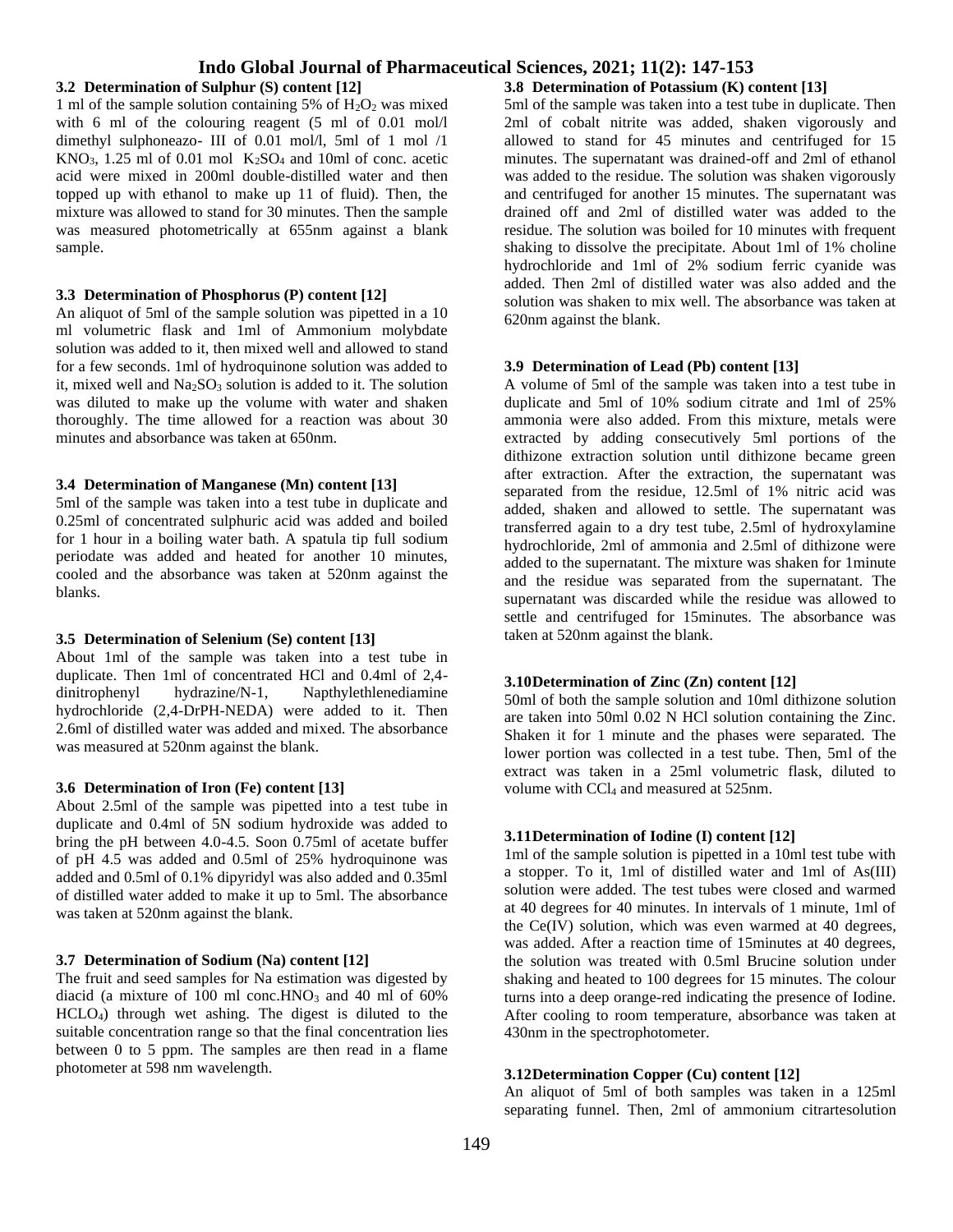### 3.2 Determination of Sulphur (S) content [12]

1 ml of the sample solution containing 5% of $H_2O_2$ was mixed with 6 ml of the colouring reagent (5 ml of 0.01 mol/l dimethyl sulphoneazo- III of 0.01 mol/l, 5ml of 1 mol /1 $KNO_3$, 1.25 ml of 0.01 mol $K_2SO_4$ and 10ml of conc. acetic acid were mixed in 200ml double-distilled water and then topped up with ethanol to make up 1l of fluid). Then, the mixture was allowed to stand for 30 minutes. Then the sample was measured photometrically at 655nm against a blank sample.

### 3.3 Determination of Phosphorus (P) content [12]

An aliquot of 5ml of the sample solution was pipetted in a 10 ml volumetric flask and 1ml of Ammonium molybdate solution was added to it, then mixed well and allowed to stand for a few seconds. 1ml of hydroquinone solution was added to it, mixed well and $Na_2SO_3$ solution is added to it. The solution was diluted to make up the volume with water and shaken thoroughly. The time allowed for a reaction was about 30 minutes and absorbance was taken at 650nm.

### 3.4 Determination of Manganese (Mn) content [13]

5ml of the sample was taken into a test tube in duplicate and 0.25ml of concentrated sulphuric acid was added and boiled for 1 hour in a boiling water bath. A spatula tip full sodium periodate was added and heated for another 10 minutes, cooled and the absorbance was taken at 520nm against the blanks.

### 3.5 Determination of Selenium (Se) content [13]

About 1ml of the sample was taken into a test tube in duplicate. Then 1ml of concentrated HCl and 0.4ml of 2,4-dinitrophenyl hydrazine/N-1, Napthylethlenediamine hydrochloride (2,4-DrPH-NEDA) were added to it. Then 2.6ml of distilled water was added and mixed. The absorbance was measured at 520nm against the blank.

### 3.6 Determination of Iron (Fe) content [13]

About 2.5ml of the sample was pipetted into a test tube in duplicate and 0.4ml of 5N sodium hydroxide was added to bring the pH between 4.0-4.5. Soon 0.75ml of acetate buffer of pH 4.5 was added and 0.5ml of 25% hydroquinone was added and 0.5ml of 0.1% dipyridyl was also added and 0.35ml of distilled water added to make it up to 5ml. The absorbance was taken at 520nm against the blank.

### 3.7 Determination of Sodium (Na) content [12]

The fruit and seed samples for Na estimation was digested by diacid (a mixture of 100 ml conc.$HNO_3$ and 40 ml of 60% $HCLO_4$) through wet ashing. The digest is diluted to the suitable concentration range so that the final concentration lies between 0 to 5 ppm. The samples are then read in a flame photometer at 598 nm wavelength.

### 3.8 Determination of Potassium (K) content [13]

5ml of the sample was taken into a test tube in duplicate. Then 2ml of cobalt nitrite was added, shaken vigorously and allowed to stand for 45 minutes and centrifuged for 15 minutes. The supernatant was drained-off and 2ml of ethanol was added to the residue. The solution was shaken vigorously and centrifuged for another 15 minutes. The supernatant was drained off and 2ml of distilled water was added to the residue. The solution was boiled for 10 minutes with frequent shaking to dissolve the precipitate. About 1ml of 1% choline hydrochloride and 1ml of 2% sodium ferric cyanide was added. Then 2ml of distilled water was also added and the solution was shaken to mix well. The absorbance was taken at 620nm against the blank.

### 3.9 Determination of Lead (Pb) content [13]

A volume of 5ml of the sample was taken into a test tube in duplicate and 5ml of 10% sodium citrate and 1ml of 25% ammonia were also added. From this mixture, metals were extracted by adding consecutively 5ml portions of the dithizone extraction solution until dithizone became green after extraction. After the extraction, the supernatant was separated from the residue, 12.5ml of 1% nitric acid was added, shaken and allowed to settle. The supernatant was transferred again to a dry test tube, 2.5ml of hydroxylamine hydrochloride, 2ml of ammonia and 2.5ml of dithizone were added to the supernatant. The mixture was shaken for 1minute and the residue was separated from the supernatant. The supernatant was discarded while the residue was allowed to settle and centrifuged for 15minutes. The absorbance was taken at 520nm against the blank.

### 3.10 Determination of Zinc (Zn) content [12]

50ml of both the sample solution and 10ml dithizone solution are taken into 50ml 0.02 N HCl solution containing the Zinc. Shaken it for 1 minute and the phases were separated. The lower portion was collected in a test tube. Then, 5ml of the extract was taken in a 25ml volumetric flask, diluted to volume with $CCl_4$ and measured at 525nm.

### 3.11 Determination of Iodine (I) content [12]

1ml of the sample solution is pipetted in a 10ml test tube with a stopper. To it, 1ml of distilled water and 1ml of As(III) solution were added. The test tubes were closed and warmed at 40 degrees for 40 minutes. In intervals of 1 minute, 1ml of the Ce(IV) solution, which was even warmed at 40 degrees, was added. After a reaction time of 15minutes at 40 degrees, the solution was treated with 0.5ml Brucine solution under shaking and heated to 100 degrees for 15 minutes. The colour turns into a deep orange-red indicating the presence of Iodine. After cooling to room temperature, absorbance was taken at 430nm in the spectrophotometer.

### 3.12 Determination Copper (Cu) content [12]

An aliquot of 5ml of both samples was taken in a 125ml separating funnel. Then, 2ml of ammonium citrartesolution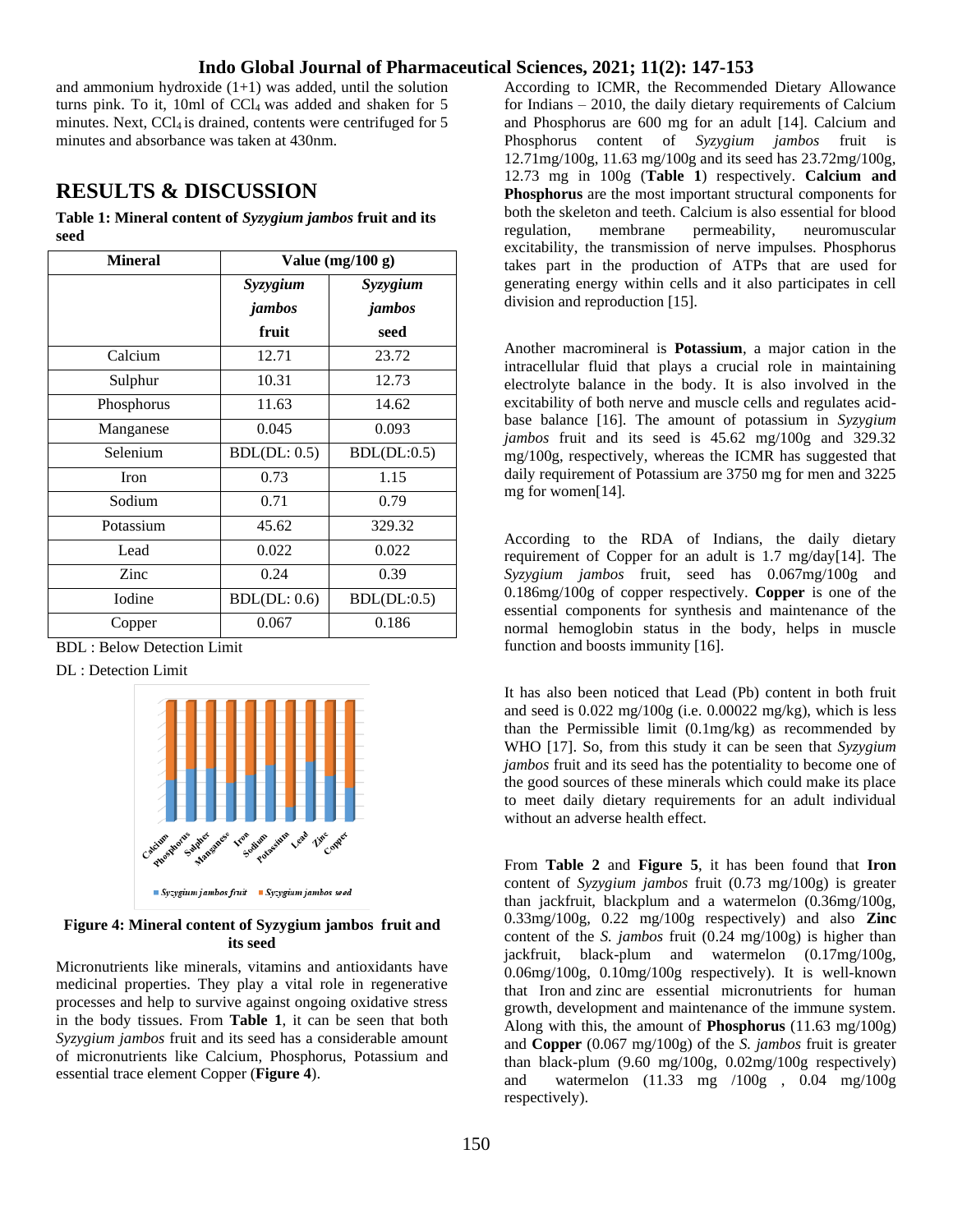and ammonium hydroxide (1+1) was added, until the solution turns pink. To it, 10ml of $CCl_4$ was added and shaken for 5 minutes. Next, $CCl_4$ is drained, contents were centrifuged for 5 minutes and absorbance was taken at 430nm.

## RESULTS & DISCUSSION

**Table 1: Mineral content of *Syzygium jambos* fruit and its seed**

| Mineral | Value (mg/100 g) | |
|---|---|---|
| | ***Syzygium jambos* fruit** | ***Syzygium jambos* seed** |
| Calcium | 12.71 | 23.72 |
| Sulphur | 10.31 | 12.73 |
| Phosphorus | 11.63 | 14.62 |
| Manganese | 0.045 | 0.093 |
| Selenium | BDL(DL: 0.5) | BDL(DL:0.5) |
| Iron | 0.73 | 1.15 |
| Sodium | 0.71 | 0.79 |
| Potassium | 45.62 | 329.32 |
| Lead | 0.022 | 0.022 |
| Zinc | 0.24 | 0.39 |
| Iodine | BDL(DL: 0.6) | BDL(DL:0.5) |
| Copper | 0.067 | 0.186 |

BDL : Below Detection Limit

DL : Detection Limit

**Figure 4: Mineral content of Syzygium jambos fruit and its seed**

Micronutrients like minerals, vitamins and antioxidants have medicinal properties. They play a vital role in regenerative processes and help to survive against ongoing oxidative stress in the body tissues. From **Table 1**, it can be seen that both *Syzygium jambos* fruit and its seed has a considerable amount of micronutrients like Calcium, Phosphorus, Potassium and essential trace element Copper (**Figure 4**).

According to ICMR, the Recommended Dietary Allowance for Indians – 2010, the daily dietary requirements of Calcium and Phosphorus are 600 mg for an adult [14]. Calcium and Phosphorus content of *Syzygium jambos* fruit is 12.71mg/100g, 11.63 mg/100g and its seed has 23.72mg/100g, 12.73 mg in 100g (**Table 1**) respectively. **Calcium and Phosphorus** are the most important structural components for both the skeleton and teeth. Calcium is also essential for blood regulation, membrane permeability, neuromuscular excitability, the transmission of nerve impulses. Phosphorus takes part in the production of ATPs that are used for generating energy within cells and it also participates in cell division and reproduction [15].

Another macromineral is **Potassium**, a major cation in the intracellular fluid that plays a crucial role in maintaining electrolyte balance in the body. It is also involved in the excitability of both nerve and muscle cells and regulates acid-base balance [16]. The amount of potassium in *Syzygium jambos* fruit and its seed is 45.62 mg/100g and 329.32 mg/100g, respectively, whereas the ICMR has suggested that daily requirement of Potassium are 3750 mg for men and 3225 mg for women[14].

According to the RDA of Indians, the daily dietary requirement of Copper for an adult is 1.7 mg/day[14]. The *Syzygium jambos* fruit, seed has 0.067mg/100g and 0.186mg/100g of copper respectively. **Copper** is one of the essential components for synthesis and maintenance of the normal hemoglobin status in the body, helps in muscle function and boosts immunity [16].

It has also been noticed that Lead (Pb) content in both fruit and seed is 0.022 mg/100g (i.e. 0.00022 mg/kg), which is less than the Permissible limit (0.1mg/kg) as recommended by WHO [17]. So, from this study it can be seen that *Syzygium jambos* fruit and its seed has the potentiality to become one of the good sources of these minerals which could make its place to meet daily dietary requirements for an adult individual without an adverse health effect.

From **Table 2** and **Figure 5**, it has been found that **Iron** content of *Syzygium jambos* fruit (0.73 mg/100g) is greater than jackfruit, blackplum and a watermelon (0.36mg/100g, 0.33mg/100g, 0.22 mg/100g respectively) and also **Zinc** content of the *S. jambos* fruit (0.24 mg/100g) is higher than jackfruit, black-plum and watermelon (0.17mg/100g, 0.06mg/100g, 0.10mg/100g respectively). It is well-known that Iron and zinc are essential micronutrients for human growth, development and maintenance of the immune system. Along with this, the amount of **Phosphorus** (11.63 mg/100g) and **Copper** (0.067 mg/100g) of the *S. jambos* fruit is greater than black-plum (9.60 mg/100g, 0.02mg/100g respectively) and watermelon (11.33 mg /100g , 0.04 mg/100g respectively).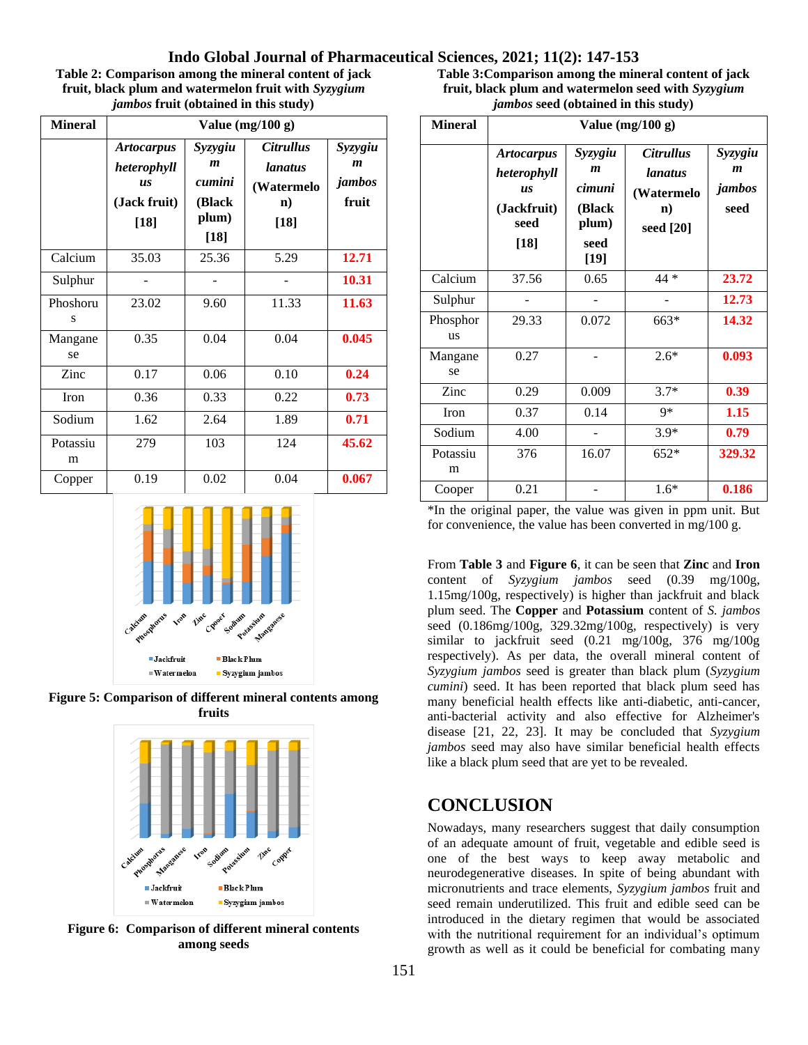**Table 2: Comparison among the mineral content of jack fruit, black plum and watermelon fruit with *Syzygium jambos* fruit (obtained in this study)**

| Mineral | Value (mg/100 g) | | | |
|---|---|---|---|---|
| | *Artocarpus heterophyllus* (Jack fruit) [18] | *Syzygium cumini* (Black plum) [18] | *Citrullus lanatus* (Watermelon) [18] | *Syzygium jambos* fruit |
| Calcium | 35.03 | 25.36 | 5.29 | **12.71** |
| Sulphur | - | - | - | **10.31** |
| Phoshorus | 23.02 | 9.60 | 11.33 | **11.63** |
| Manganese | 0.35 | 0.04 | 0.04 | **0.045** |
| Zinc | 0.17 | 0.06 | 0.10 | **0.24** |
| Iron | 0.36 | 0.33 | 0.22 | **0.73** |
| Sodium | 1.62 | 2.64 | 1.89 | **0.71** |
| Potassium | 279 | 103 | 124 | **45.62** |
| Copper | 0.19 | 0.02 | 0.04 | **0.067** |

**Figure 5: Comparison of different mineral contents among fruits**

**Figure 6: Comparison of different mineral contents among seeds**

**Table 3: Comparison among the mineral content of jack fruit, black plum and watermelon seed with *Syzygium jambos* seed (obtained in this study)**

| Mineral | Value (mg/100 g) | | | |
|---|---|---|---|---|
| | *Artocarpus heterophyllus* (Jackfruit) seed [18] | *Syzygium cimuni* (Black plum) seed [19] | *Citrullus lanatus* (Watermelon) seed [20] | *Syzygium jambos* seed |
| Calcium | 37.56 | 0.65 | 44 * | **23.72** |
| Sulphur | - | - | - | **12.73** |
| Phosphorus | 29.33 | 0.072 | 663* | **14.32** |
| Manganese | 0.27 | - | 2.6* | **0.093** |
| Zinc | 0.29 | 0.009 | 3.7* | **0.39** |
| Iron | 0.37 | 0.14 | 9* | **1.15** |
| Sodium | 4.00 | - | 3.9* | **0.79** |
| Potassium | 376 | 16.07 | 652* | **329.32** |
| Cooper | 0.21 | - | 1.6* | **0.186** |

*In the original paper, the value was given in ppm unit. But for convenience, the value has been converted in mg/100 g.

From **Table 3** and **Figure 6**, it can be seen that **Zinc** and **Iron** content of *Syzygium jambos* seed (0.39 mg/100g, 1.15mg/100g, respectively) is higher than jackfruit and black plum seed. The **Copper** and **Potassium** content of *S. jambos* seed (0.186mg/100g, 329.32mg/100g, respectively) is very similar to jackfruit seed (0.21 mg/100g, 376 mg/100g respectively). As per data, the overall mineral content of *Syzygium jambos* seed is greater than black plum (*Syzygium cumini*) seed. It has been reported that black plum seed has many beneficial health effects like anti-diabetic, anti-cancer, anti-bacterial activity and also effective for Alzheimer's disease [21, 22, 23]. It may be concluded that *Syzygium jambos* seed may also have similar beneficial health effects like a black plum seed that are yet to be revealed.

## CONCLUSION

Nowadays, many researchers suggest that daily consumption of an adequate amount of fruit, vegetable and edible seed is one of the best ways to keep away metabolic and neurodegenerative diseases. In spite of being abundant with micronutrients and trace elements, *Syzygium jambos* fruit and seed remain underutilized. This fruit and edible seed can be introduced in the dietary regimen that would be associated with the nutritional requirement for an individual's optimum growth as well as it could be beneficial for combating many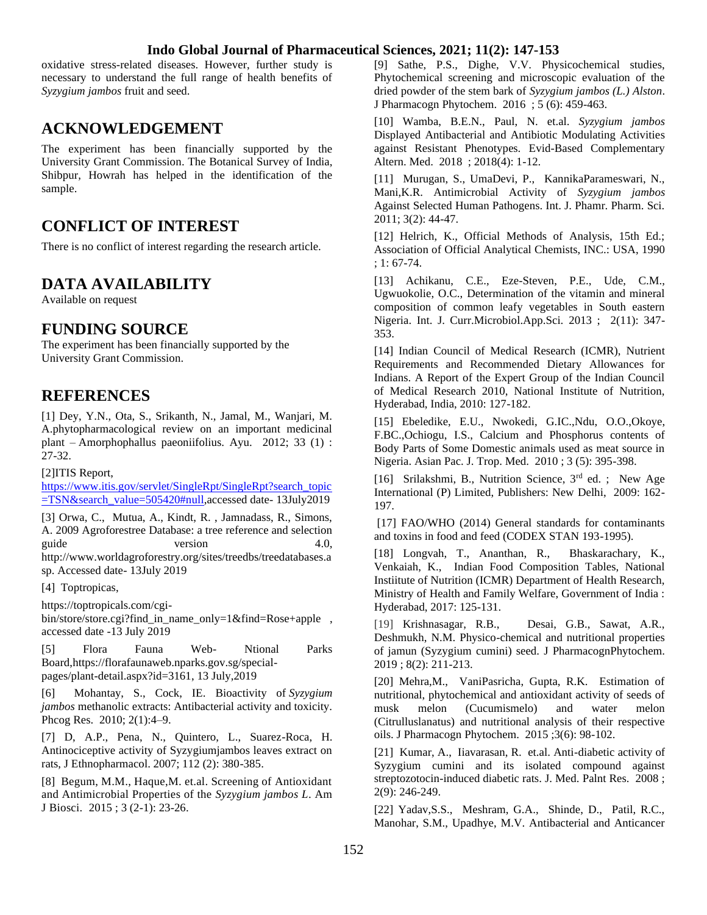oxidative stress-related diseases. However, further study is necessary to understand the full range of health benefits of *Syzygium jambos* fruit and seed.

## ACKNOWLEDGEMENT

The experiment has been financially supported by the University Grant Commission. The Botanical Survey of India, Shibpur, Howrah has helped in the identification of the sample.

## CONFLICT OF INTEREST

There is no conflict of interest regarding the research article.

## DATA AVAILABILITY

Available on request

## FUNDING SOURCE

The experiment has been financially supported by the University Grant Commission.

## REFERENCES

[1] Dey, Y.N., Ota, S., Srikanth, N., Jamal, M., Wanjari, M. A.phytopharmacological review on an important medicinal plant – Amorphophallus paeoniifolius. Ayu. 2012; 33 (1) : 27-32.

[2]ITIS Report, https://www.itis.gov/servlet/SingleRpt/SingleRpt?search_topic=TSN&search_value=505420#null,accessed date- 13July2019

[3] Orwa, C., Mutua, A., Kindt, R. , Jamnadass, R., Simons, A. 2009 Agroforestree Database: a tree reference and selection guide version 4.0, http://www.worldagroforestry.org/sites/treedbs/treedatabases.asp. Accessed date- 13July 2019

[4] Toptropicas, https://toptropicals.com/cgi-bin/store/store.cgi?find_in_name_only=1&find=Rose+apple , accessed date -13 July 2019

[5] Flora Fauna Web- Ntional Parks Board,https://florafaunaweb.nparks.gov.sg/special-pages/plant-detail.aspx?id=3161, 13 July,2019

[6] Mohantay, S., Cock, IE. Bioactivity of *Syzygium jambos* methanolic extracts: Antibacterial activity and toxicity. Phcog Res. 2010; 2(1):4–9.

[7] D, A.P., Pena, N., Quintero, L., Suarez-Roca, H. Antinociceptive activity of Syzygiumjambos leaves extract on rats, J Ethnopharmacol. 2007; 112 (2): 380-385.

[8] Begum, M.M., Haque,M. et.al. Screening of Antioxidant and Antimicrobial Properties of the *Syzygium jambos L*. Am J Biosci. 2015 ; 3 (2-1): 23-26.

[9] Sathe, P.S., Dighe, V.V. Physicochemical studies, Phytochemical screening and microscopic evaluation of the dried powder of the stem bark of *Syzygium jambos (L.) Alston*. J Pharmacogn Phytochem. 2016 ; 5 (6): 459-463.

[10] Wamba, B.E.N., Paul, N. et.al. *Syzygium jambos* Displayed Antibacterial and Antibiotic Modulating Activities against Resistant Phenotypes. Evid-Based Complementary Altern. Med. 2018 ; 2018(4): 1-12.

[11] Murugan, S., UmaDevi, P., KannikaParameswari, N., Mani,K.R. Antimicrobial Activity of *Syzygium jambos* Against Selected Human Pathogens. Int. J. Phamr. Pharm. Sci. 2011; 3(2): 44-47.

[12] Helrich, K., Official Methods of Analysis, 15th Ed.; Association of Official Analytical Chemists, INC.: USA, 1990 ; 1: 67-74.

[13] Achikanu, C.E., Eze-Steven, P.E., Ude, C.M., Ugwuokolie, O.C., Determination of the vitamin and mineral composition of common leafy vegetables in South eastern Nigeria. Int. J. Curr.Microbiol.App.Sci. 2013 ; 2(11): 347-353.

[14] Indian Council of Medical Research (ICMR), Nutrient Requirements and Recommended Dietary Allowances for Indians. A Report of the Expert Group of the Indian Council of Medical Research 2010, National Institute of Nutrition, Hyderabad, India, 2010: 127-182.

[15] Ebeledike, E.U., Nwokedi, G.IC.,Ndu, O.O.,Okoye, F.BC.,Ochiogu, I.S., Calcium and Phosphorus contents of Body Parts of Some Domestic animals used as meat source in Nigeria. Asian Pac. J. Trop. Med. 2010 ; 3 (5): 395-398.

[16] Srilakshmi, B., Nutrition Science, 3rd ed. ; New Age International (P) Limited, Publishers: New Delhi, 2009: 162-197.

[17] FAO/WHO (2014) General standards for contaminants and toxins in food and feed (CODEX STAN 193-1995).

[18] Longvah, T., Ananthan, R., Bhaskarachary, K., Venkaiah, K., Indian Food Composition Tables, National Instiitute of Nutrition (ICMR) Department of Health Research, Ministry of Health and Family Welfare, Government of India : Hyderabad, 2017: 125-131.

[19] Krishnasagar, R.B., Desai, G.B., Sawat, A.R., Deshmukh, N.M. Physico-chemical and nutritional properties of jamun (Syzygium cumini) seed. J PharmacognPhytochem. 2019 ; 8(2): 211-213.

[20] Mehra,M., VaniPasricha, Gupta, R.K. Estimation of nutritional, phytochemical and antioxidant activity of seeds of musk melon (Cucumismelo) and water melon (Citrulluslanatus) and nutritional analysis of their respective oils. J Pharmacogn Phytochem. 2015 ;3(6): 98-102.

[21] Kumar, A., Iiavarasan, R. et.al. Anti-diabetic activity of Syzygium cumini and its isolated compound against streptozotocin-induced diabetic rats. J. Med. Palnt Res. 2008 ; 2(9): 246-249.

[22] Yadav,S.S., Meshram, G.A., Shinde, D., Patil, R.C., Manohar, S.M., Upadhye, M.V. Antibacterial and Anticancer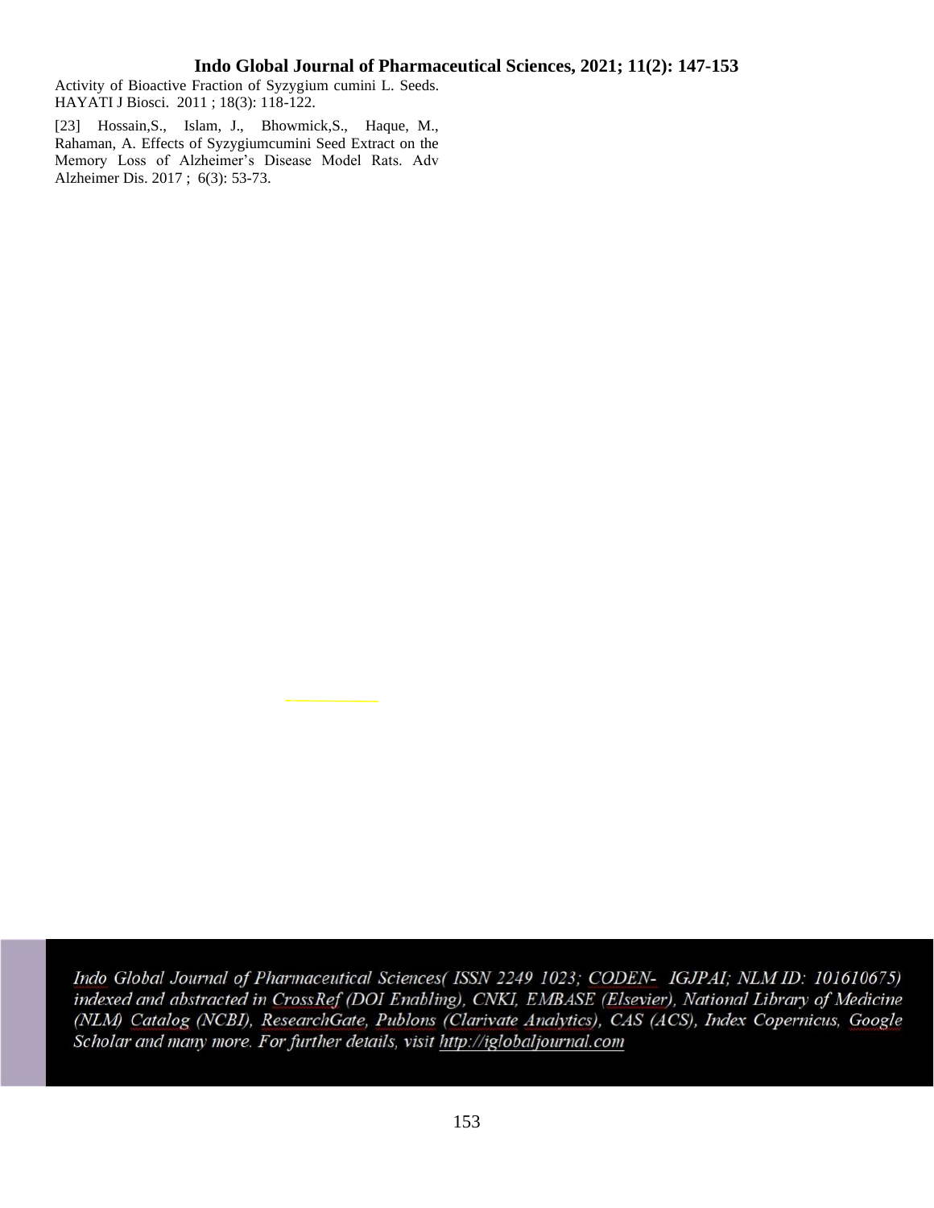Activity of Bioactive Fraction of Syzygium cumini L. Seeds. HAYATI J Biosci. 2011 ; 18(3): 118-122.

[23] Hossain,S., Islam, J., Bhowmick,S., Haque, M., Rahaman, A. Effects of Syzygiumcumini Seed Extract on the Memory Loss of Alzheimer's Disease Model Rats. Adv Alzheimer Dis. 2017 ; 6(3): 53-73.